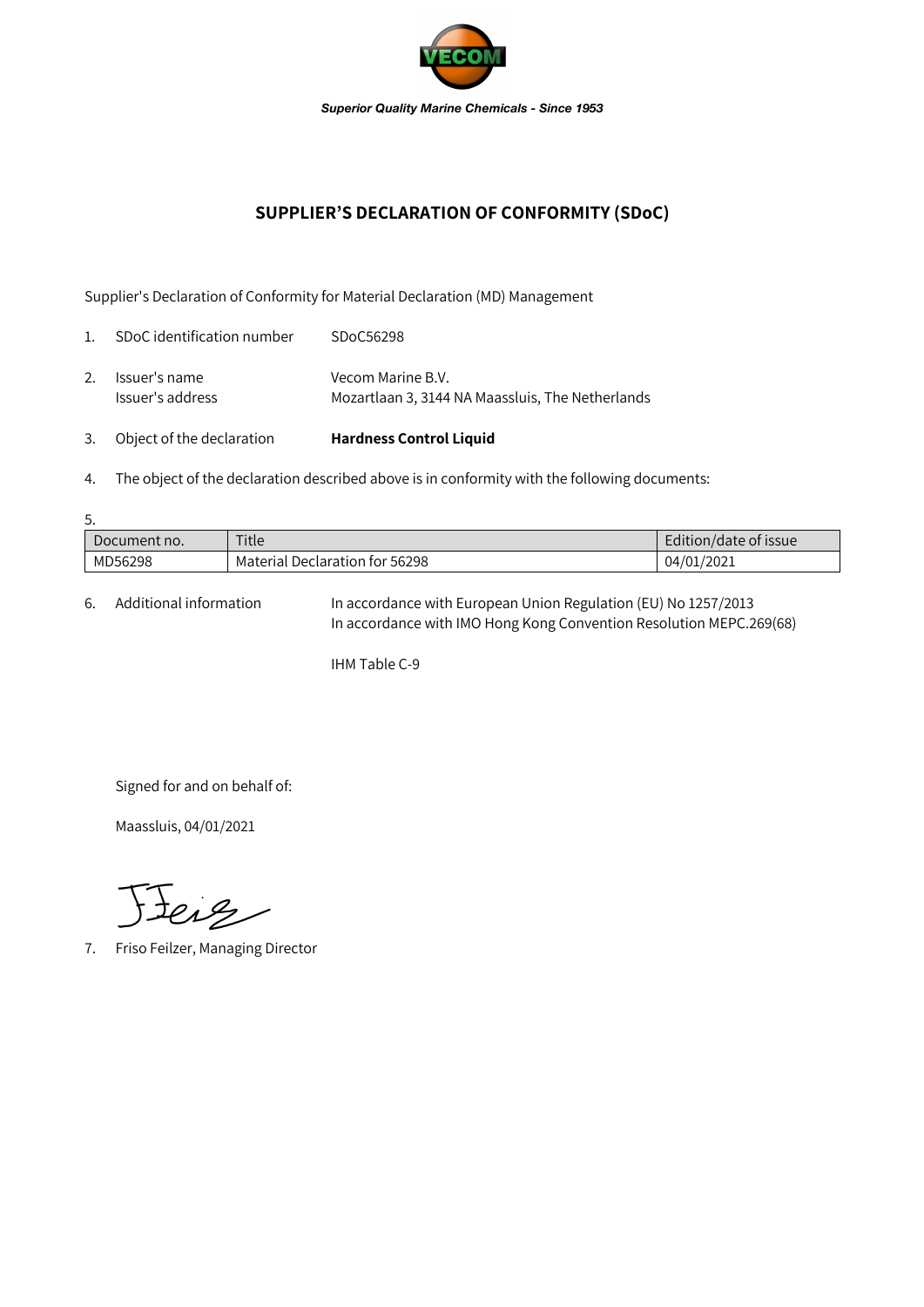*Superior Quality Marine Chemicals - Since 1953*

## SUPPLIER'S DECLARATION OF CONFORMITY (SDoC)

Supplier's Declaration of Conformity for Material Declaration (MD) Management

1. SDoC identification number SDoC56298
2. Issuer's name Vecom Marine B.V.
   Issuer's address Mozartlaan 3, 3144 NA Maassluis, The Netherlands
3. Object of the declaration **Hardness Control Liquid**
4. The object of the declaration described above is in conformity with the following documents:
5. 

| Document no. | Title | Edition/date of issue |
|---|---|---|
| MD56298 | Material Declaration for 56298 | 04/01/2021 |

6. Additional information In accordance with European Union Regulation (EU) No 1257/2013
   In accordance with IMO Hong Kong Convention Resolution MEPC.269(68)

   IHM Table C-9

Signed for and on behalf of:

Maassluis, 04/01/2021

7. Friso Feilzer, Managing Director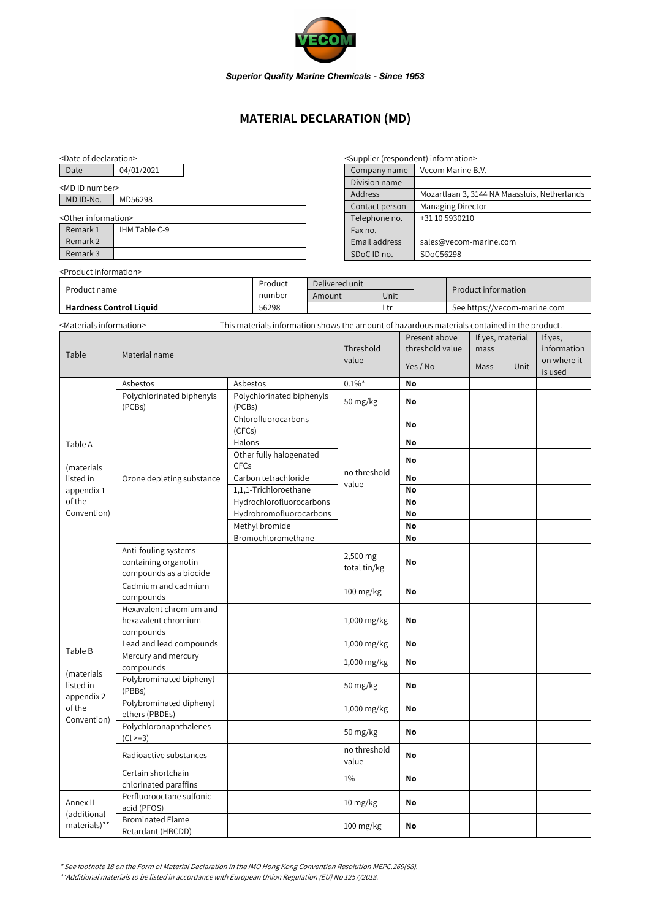VECOM

*Superior Quality Marine Chemicals - Since 1953*

# MATERIAL DECLARATION (MD)

<Date of declaration>

| | |
|---|---|
| Date | 04/01/2021 |

<MD ID number>

| | |
|---|---|
| MD ID-No. | MD56298 |

<Other information>

| | |
|---|---|
| Remark 1 | IHM Table C-9 |
| Remark 2 | |
| Remark 3 | |

<Supplier (respondent) information>

| | |
|---|---|
| Company name | Vecom Marine B.V. |
| Division name | - |
| Address | Mozartlaan 3, 3144 NA Maassluis, Netherlands |
| Contact person | Managing Director |
| Telephone no. | +31 10 5930210 |
| Fax no. | - |
| Email address | sales@vecom-marine.com |
| SDoC ID no. | SDoC56298 |

<Product information>

| Product name | Product number | Delivered unit | | | Product information |
|---|---|---|---|---|---|
| | | Amount | Unit | | |
| **Hardness Control Liquid** | 56298 | | Ltr | | See https://vecom-marine.com |

<Materials information> This materials information shows the amount of hazardous materials contained in the product.

| Table | Material name | | Threshold value | Present above threshold value | If yes, material mass | | If yes, information on where it is used |
|---|---|---|---|---|---|---|---|
| | | | | Yes / No | Mass | Unit | |
| Table A (materials listed in appendix 1 of the Convention) | Asbestos | Asbestos | 0.1%* | **No** | | | |
| | Polychlorinated biphenyls (PCBs) | Polychlorinated biphenyls (PCBs) | 50 mg/kg | **No** | | | |
| | Ozone depleting substance | Chlorofluorocarbons (CFCs) | no threshold value | **No** | | | |
| | | Halons | | **No** | | | |
| | | Other fully halogenated CFCs | | **No** | | | |
| | | Carbon tetrachloride | | **No** | | | |
| | | 1,1,1-Trichloroethane | | **No** | | | |
| | | Hydrochlorofluorocarbons | | **No** | | | |
| | | Hydrobromofluorocarbons | | **No** | | | |
| | | Methyl bromide | | **No** | | | |
| | | Bromochloromethane | | **No** | | | |
| | Anti-fouling systems containing organotin compounds as a biocide | | 2,500 mg total tin/kg | **No** | | | |
| Table B (materials listed in appendix 2 of the Convention) | Cadmium and cadmium compounds | | 100 mg/kg | **No** | | | |
| | Hexavalent chromium and hexavalent chromium compounds | | 1,000 mg/kg | **No** | | | |
| | Lead and lead compounds | | 1,000 mg/kg | **No** | | | |
| | Mercury and mercury compounds | | 1,000 mg/kg | **No** | | | |
| | Polybrominated biphenyl (PBBs) | | 50 mg/kg | **No** | | | |
| | Polybrominated diphenyl ethers (PBDEs) | | 1,000 mg/kg | **No** | | | |
| | Polychloronaphthalenes (Cl >=3) | | 50 mg/kg | **No** | | | |
| | Radioactive substances | | no threshold value | **No** | | | |
| | Certain shortchain chlorinated paraffins | | 1% | **No** | | | |
| Annex II (additional materials)** | Perfluorooctane sulfonic acid (PFOS) | | 10 mg/kg | **No** | | | |
| | Brominated Flame Retardant (HBCDD) | | 100 mg/kg | **No** | | | |

*\* See footnote 18 on the Form of Material Declaration in the IMO Hong Kong Convention Resolution MEPC.269(68).*

*\*\*Additional materials to be listed in accordance with European Union Regulation (EU) No 1257/2013.*